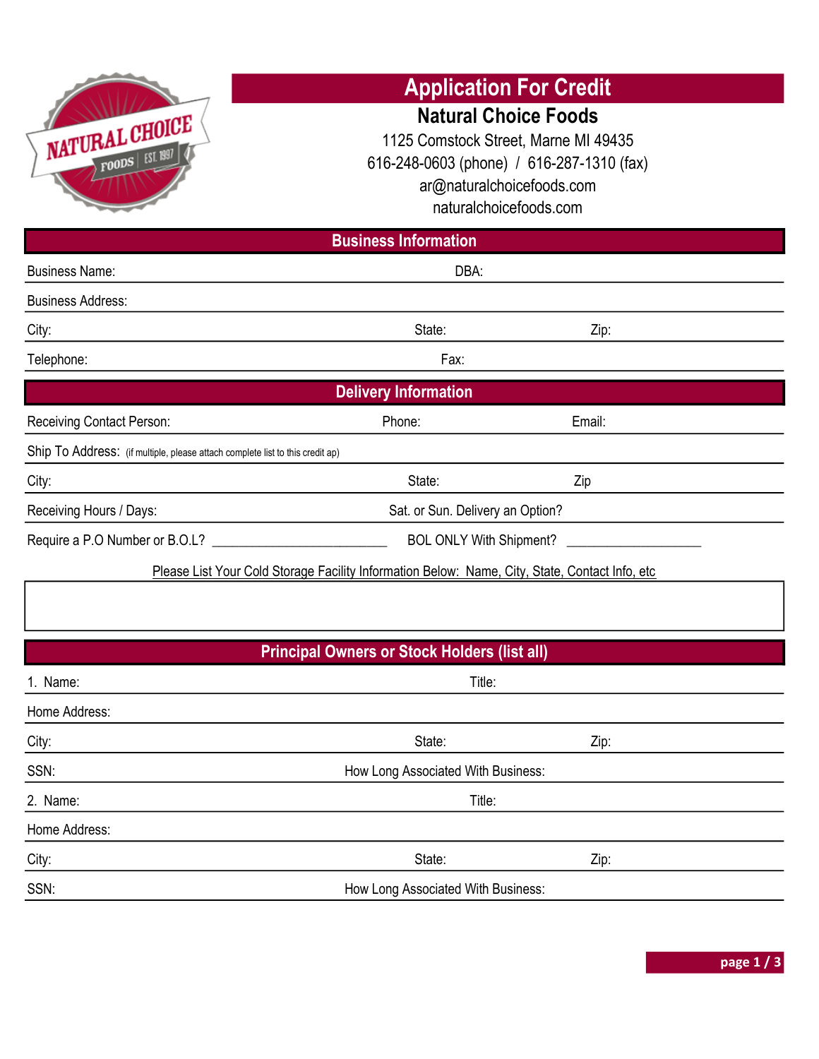# Application For Credit

## Natural Choice Foods

1125 Comstock Street, Marne MI 49435
616-248-0603 (phone) / 616-287-1310 (fax)
ar@naturalchoicefoods.com
naturalchoicefoods.com

## Business Information

Business Name: DBA:

Business Address:

City: State: Zip:

Telephone: Fax:

## Delivery Information

Receiving Contact Person: Phone: Email:

Ship To Address: (if multiple, please attach complete list to this credit ap)

City: State: Zip

Receiving Hours / Days: Sat. or Sun. Delivery an Option?

Require a P.O Number or B.O.L? ________________________ BOL ONLY With Shipment? ___________________

Please List Your Cold Storage Facility Information Below: Name, City, State, Contact Info, etc

## Principal Owners or Stock Holders (list all)

1. Name: Title:

Home Address:

City: State: Zip:

SSN: How Long Associated With Business:

2. Name: Title:

Home Address:

City: State: Zip:

SSN: How Long Associated With Business: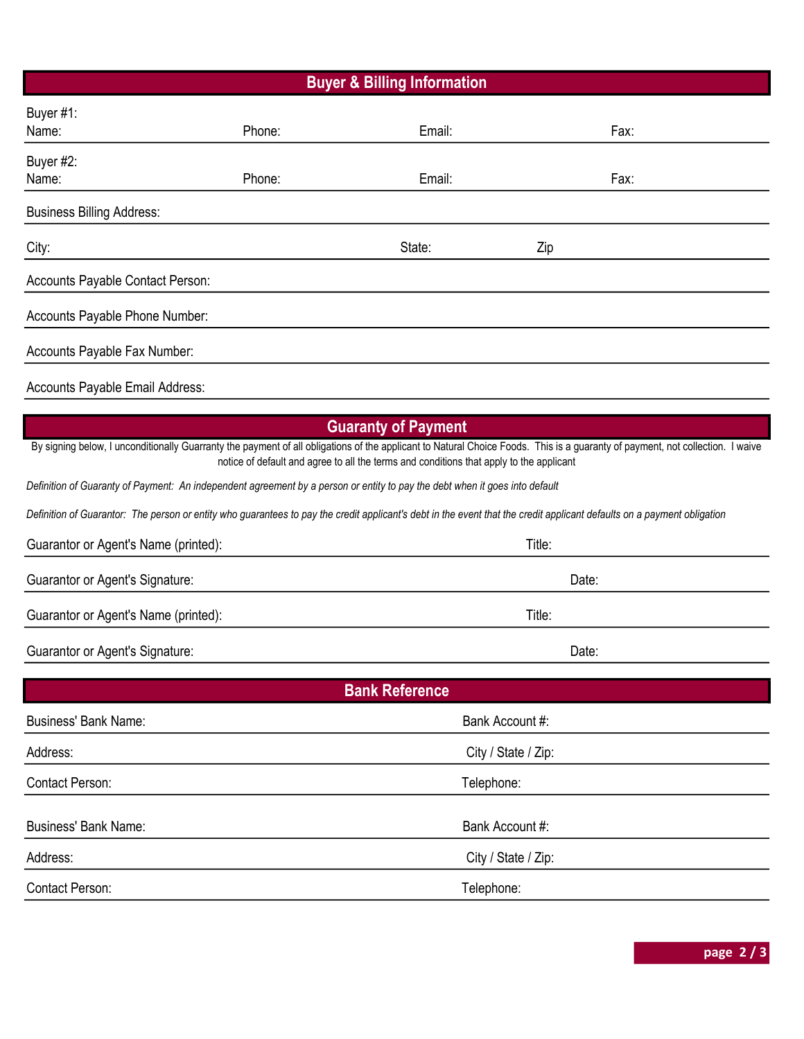## Buyer & Billing Information

Buyer #1:
Name: Phone: Email: Fax:

Buyer #2:
Name: Phone: Email: Fax:

Business Billing Address:

City: State: Zip

Accounts Payable Contact Person:

Accounts Payable Phone Number:

Accounts Payable Fax Number:

Accounts Payable Email Address:

## Guaranty of Payment

By signing below, I unconditionally Guarranty the payment of all obligations of the applicant to Natural Choice Foods. This is a guaranty of payment, not collection. I waive notice of default and agree to all the terms and conditions that apply to the applicant

*Definition of Guaranty of Payment: An independent agreement by a person or entity to pay the debt when it goes into default*

*Definition of Guarantor: The person or entity who guarantees to pay the credit applicant's debt in the event that the credit applicant defaults on a payment obligation*

Guarantor or Agent's Name (printed): Title:

Guarantor or Agent's Signature: Date:

Guarantor or Agent's Name (printed): Title:

Guarantor or Agent's Signature: Date:

## Bank Reference

Business' Bank Name: Bank Account #:

Address: City / State / Zip:

Contact Person: Telephone:

Business' Bank Name: Bank Account #:

Address: City / State / Zip:

Contact Person: Telephone: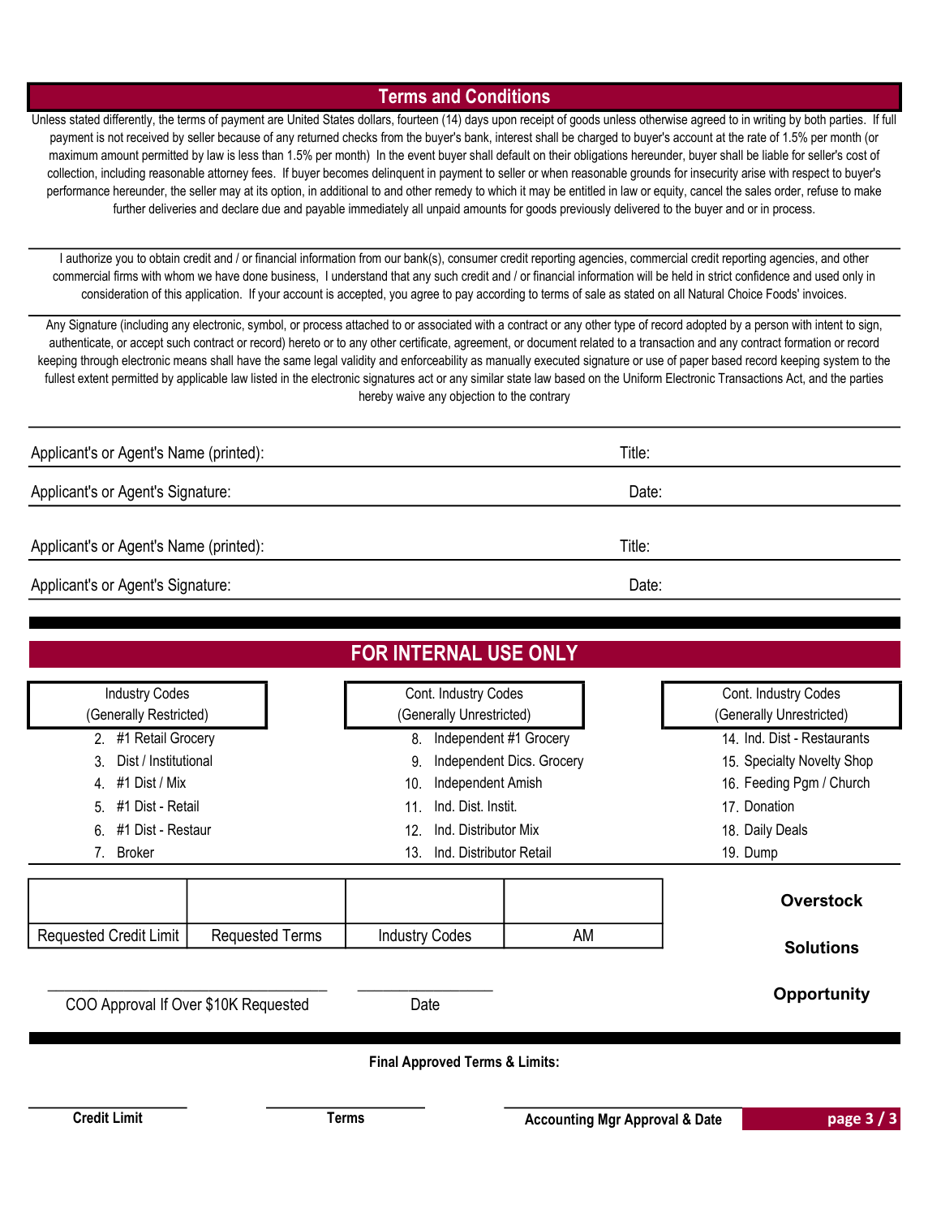## Terms and Conditions

Unless stated differently, the terms of payment are United States dollars, fourteen (14) days upon receipt of goods unless otherwise agreed to in writing by both parties. If full payment is not received by seller because of any returned checks from the buyer's bank, interest shall be charged to buyer's account at the rate of 1.5% per month (or maximum amount permitted by law is less than 1.5% per month) In the event buyer shall default on their obligations hereunder, buyer shall be liable for seller's cost of collection, including reasonable attorney fees. If buyer becomes delinquent in payment to seller or when reasonable grounds for insecurity arise with respect to buyer's performance hereunder, the seller may at its option, in additional to and other remedy to which it may be entitled in law or equity, cancel the sales order, refuse to make further deliveries and declare due and payable immediately all unpaid amounts for goods previously delivered to the buyer and or in process.

I authorize you to obtain credit and / or financial information from our bank(s), consumer credit reporting agencies, commercial credit reporting agencies, and other commercial firms with whom we have done business, I understand that any such credit and / or financial information will be held in strict confidence and used only in consideration of this application. If your account is accepted, you agree to pay according to terms of sale as stated on all Natural Choice Foods' invoices.

Any Signature (including any electronic, symbol, or process attached to or associated with a contract or any other type of record adopted by a person with intent to sign, authenticate, or accept such contract or record) hereto or to any other certificate, agreement, or document related to a transaction and any contract formation or record keeping through electronic means shall have the same legal validity and enforceability as manually executed signature or use of paper based record keeping system to the fullest extent permitted by applicable law listed in the electronic signatures act or any similar state law based on the Uniform Electronic Transactions Act, and the parties hereby waive any objection to the contrary

Applicant's or Agent's Name (printed): Title:

Applicant's or Agent's Signature: Date:

Applicant's or Agent's Name (printed): Title:

Applicant's or Agent's Signature: Date:

## FOR INTERNAL USE ONLY

| Industry Codes (Generally Restricted) | Cont. Industry Codes (Generally Unrestricted) | Cont. Industry Codes (Generally Unrestricted) |
|---|---|---|
| 2. #1 Retail Grocery | 8. Independent #1 Grocery | 14. Ind. Dist - Restaurants |
| 3. Dist / Institutional | 9. Independent Dics. Grocery | 15. Specialty Novelty Shop |
| 4. #1 Dist / Mix | 10. Independent Amish | 16. Feeding Pgm / Church |
| 5. #1 Dist - Retail | 11. Ind. Dist. Instit. | 17. Donation |
| 6. #1 Dist - Restaur | 12. Ind. Distributor Mix | 18. Daily Deals |
| 7. Broker | 13. Ind. Distributor Retail | 19. Dump |

| | | | |
|---|---|---|---|
| | | | |
| Requested Credit Limit | Requested Terms | Industry Codes | AM |

**Overstock**

**Solutions**

**Opportunity**

COO Approval If Over $10K Requested Date

**Final Approved Terms & Limits:**

**Credit Limit** **Terms** **Accounting Mgr Approval & Date**